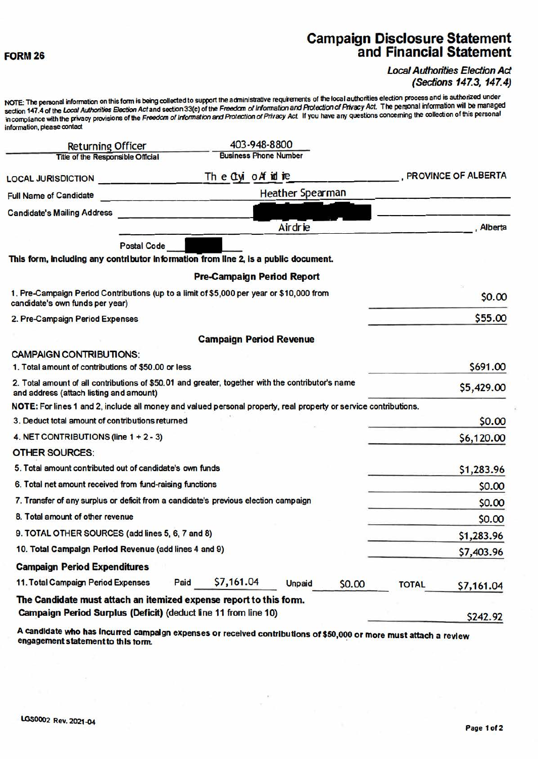**FORM 26**

# Campaign Disclosure Statement and Financial Statement

***Local Authorities Election Act (Sections 147.3, 147.4)***

NOTE: The personal information on this form is being collected to support the administrative requirements of the local authorities election process and is authorized under section 147.4 of the *Local Authorities Election Act* and section 33(c) of the *Freedom of Information and Protection of Privacy Act*. The personal information will be managed in compliance with the privacy provisions of the *Freedom of Information and Protection of Privacy Act*. If you have any questions concerning the collection of this personal information, please contact

| Title of the Responsible Official | Business Phone Number |
|---|---|
| Returning Officer | 403-948-8800 |

LOCAL JURISDICTION: Th e Cyi oAf id ie, PROVINCE OF ALBERTA

Full Name of Candidate: Heather Spearman

Candidate's Mailing Address: [redacted] Airdrie, Alberta

Postal Code: [redacted]

**This form, including any contributor information from line 2, is a public document.**

## Pre-Campaign Period Report

| | |
|---|---|
| 1. Pre-Campaign Period Contributions (up to a limit of $5,000 per year or $10,000 from candidate's own funds per year) | $0.00 |
| 2. Pre-Campaign Period Expenses | $55.00 |

## Campaign Period Revenue

CAMPAIGN CONTRIBUTIONS:

| | |
|---|---|
| 1. Total amount of contributions of $50.00 or less | $691.00 |
| 2. Total amount of all contributions of $50.01 and greater, together with the contributor's name and address (attach listing and amount) | $5,429.00 |

**NOTE:** For lines 1 and 2, include all money and valued personal property, real property or service contributions.

| | |
|---|---|
| 3. Deduct total amount of contributions returned | $0.00 |
| 4. NET CONTRIBUTIONS (line 1 + 2 - 3) | $6,120.00 |

OTHER SOURCES:

| | |
|---|---|
| 5. Total amount contributed out of candidate's own funds | $1,283.96 |
| 6. Total net amount received from fund-raising functions | $0.00 |
| 7. Transfer of any surplus or deficit from a candidate's previous election campaign | $0.00 |
| 8. Total amount of other revenue | $0.00 |
| 9. TOTAL OTHER SOURCES (add lines 5, 6, 7 and 8) | $1,283.96 |
| 10. **Total Campaign Period Revenue** (add lines 4 and 9) | $7,403.96 |

## Campaign Period Expenditures

| | Paid | Unpaid | TOTAL |
|---|---|---|---|
| 11. Total Campaign Period Expenses | $7,161.04 | $0.00 | $7,161.04 |

**The Candidate must attach an itemized expense report to this form.**

**Campaign Period Surplus (Deficit)** (deduct line 11 from line 10): $242.92

**A candidate who has incurred campaign expenses or received contributions of $50,000 or more must attach a review engagement statement to this form.**

LGS0002 Rev. 2021-04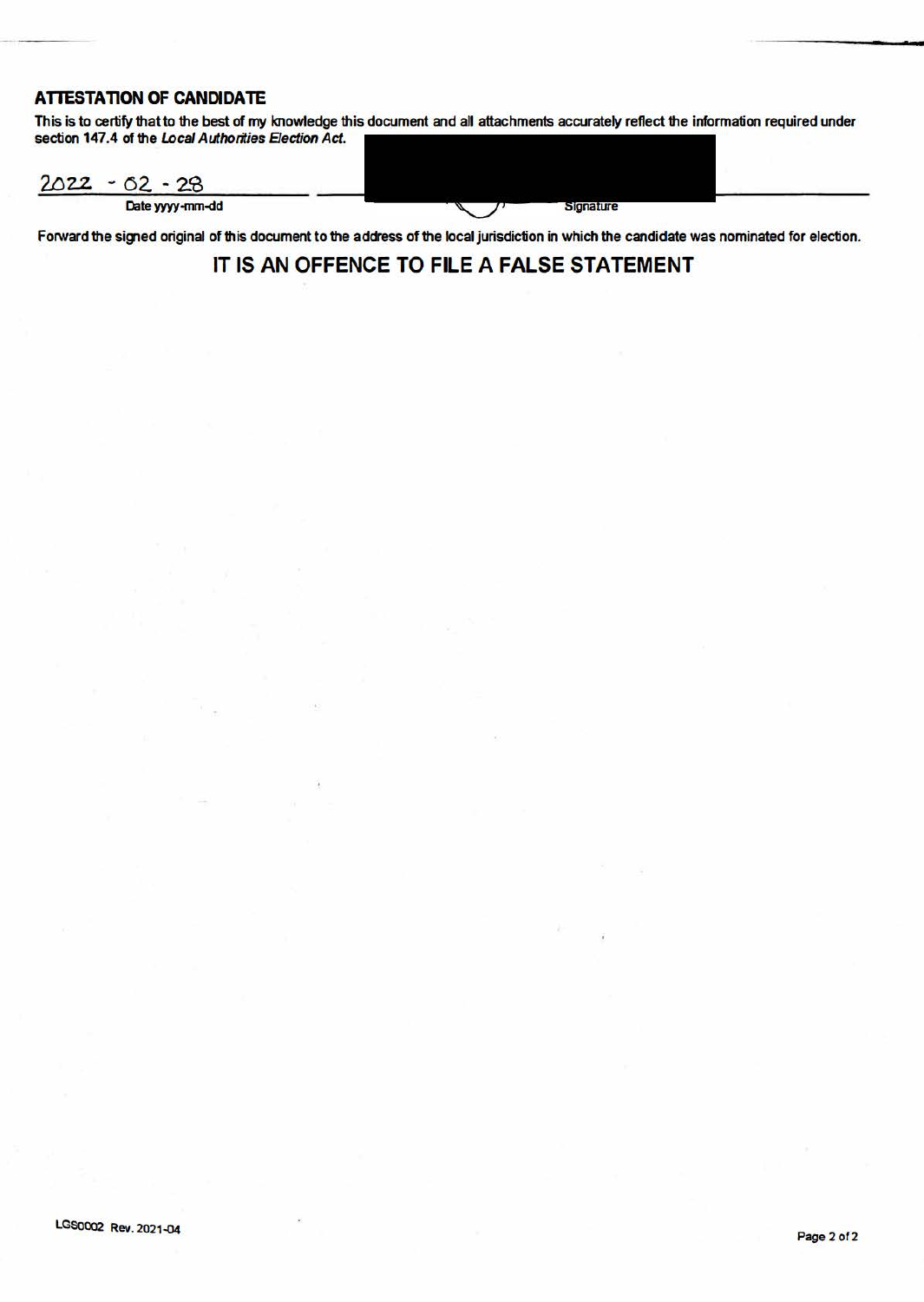## ATTESTATION OF CANDIDATE

**This is to certify that to the best of my knowledge this document and all attachments accurately reflect the information required under section 147.4 of the *Local Authorities Election Act*.**

| 2022 - 02 - 28 | |
|---|---|
| **Date yyyy-mm-dd** | **Signature** |

**Forward the signed original of this document to the address of the local jurisdiction in which the candidate was nominated for election.**

**IT IS AN OFFENCE TO FILE A FALSE STATEMENT**

LGS0002 Rev. 2021-04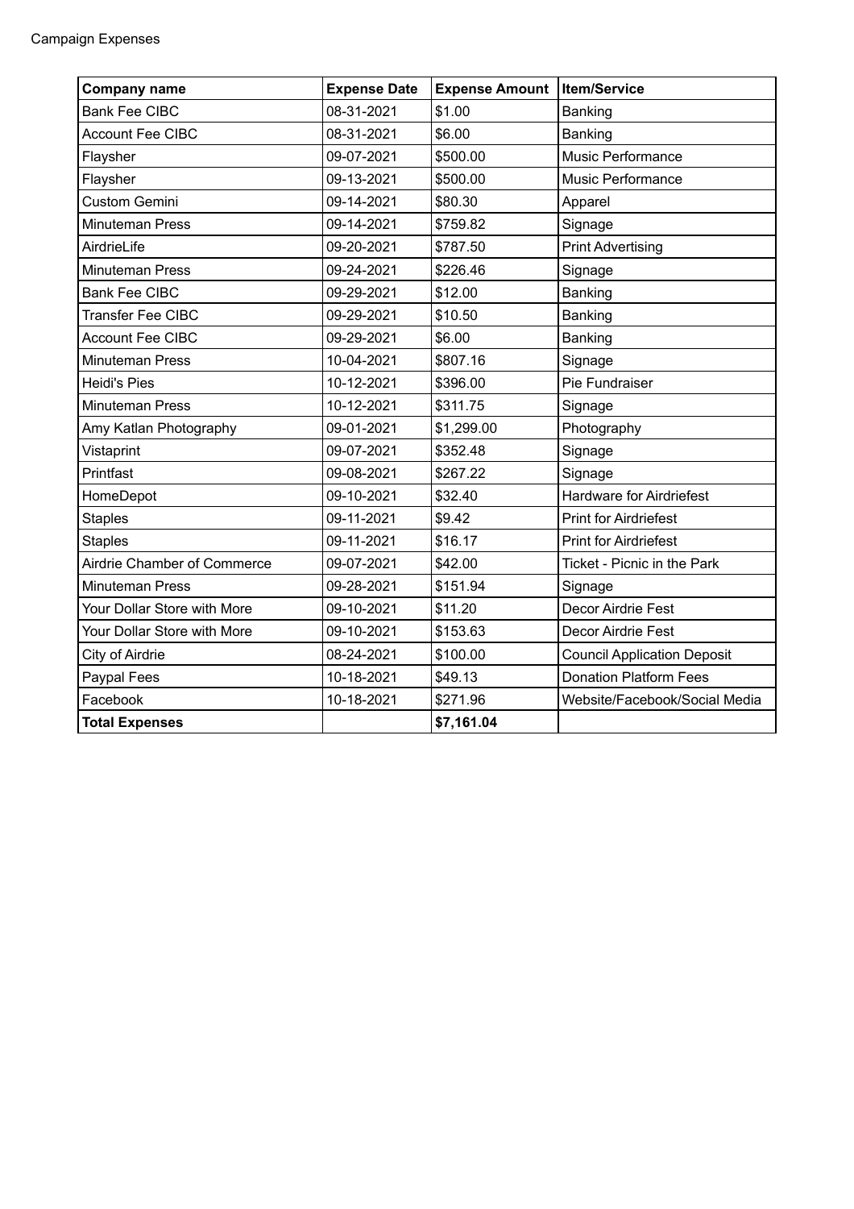Campaign Expenses

| Company name | Expense Date | Expense Amount | Item/Service |
|---|---|---|---|
| Bank Fee CIBC | 08-31-2021 | $1.00 | Banking |
| Account Fee CIBC | 08-31-2021 | $6.00 | Banking |
| Flaysher | 09-07-2021 | $500.00 | Music Performance |
| Flaysher | 09-13-2021 | $500.00 | Music Performance |
| Custom Gemini | 09-14-2021 | $80.30 | Apparel |
| Minuteman Press | 09-14-2021 | $759.82 | Signage |
| AirdrieLife | 09-20-2021 | $787.50 | Print Advertising |
| Minuteman Press | 09-24-2021 | $226.46 | Signage |
| Bank Fee CIBC | 09-29-2021 | $12.00 | Banking |
| Transfer Fee CIBC | 09-29-2021 | $10.50 | Banking |
| Account Fee CIBC | 09-29-2021 | $6.00 | Banking |
| Minuteman Press | 10-04-2021 | $807.16 | Signage |
| Heidi's Pies | 10-12-2021 | $396.00 | Pie Fundraiser |
| Minuteman Press | 10-12-2021 | $311.75 | Signage |
| Amy Katlan Photography | 09-01-2021 | $1,299.00 | Photography |
| Vistaprint | 09-07-2021 | $352.48 | Signage |
| Printfast | 09-08-2021 | $267.22 | Signage |
| HomeDepot | 09-10-2021 | $32.40 | Hardware for Airdriefest |
| Staples | 09-11-2021 | $9.42 | Print for Airdriefest |
| Staples | 09-11-2021 | $16.17 | Print for Airdriefest |
| Airdrie Chamber of Commerce | 09-07-2021 | $42.00 | Ticket - Picnic in the Park |
| Minuteman Press | 09-28-2021 | $151.94 | Signage |
| Your Dollar Store with More | 09-10-2021 | $11.20 | Decor Airdrie Fest |
| Your Dollar Store with More | 09-10-2021 | $153.63 | Decor Airdrie Fest |
| City of Airdrie | 08-24-2021 | $100.00 | Council Application Deposit |
| Paypal Fees | 10-18-2021 | $49.13 | Donation Platform Fees |
| Facebook | 10-18-2021 | $271.96 | Website/Facebook/Social Media |
| **Total Expenses** | | **$7,161.04** | |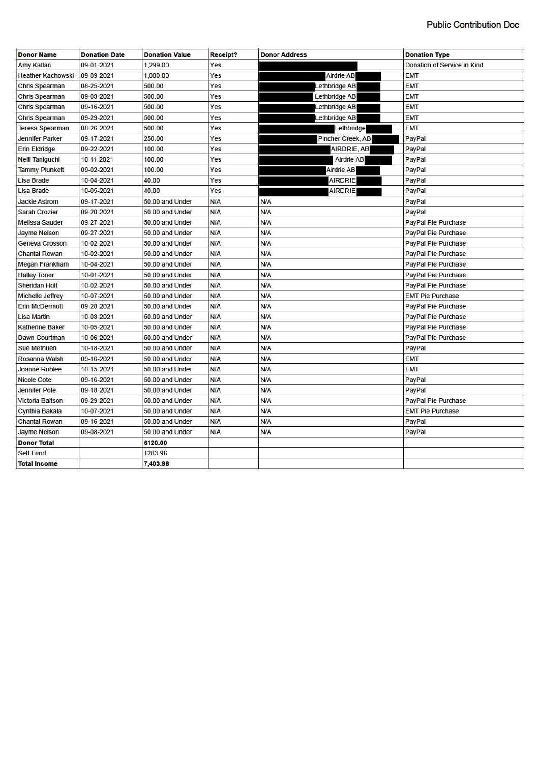Public Contribution Doc

| Donor Name | Donation Date | Donation Value | Receipt? | Donor Address | Donation Type |
|---|---|---|---|---|---|
| Amy Katlan | 09-01-2021 | 1,299.00 | Yes | | Donation of Service in Kind |
| Heather Kachowski | 09-09-2021 | 1,000.00 | Yes | Airdrie AB | EMT |
| Chris Spearman | 08-25-2021 | 500.00 | Yes | Lethbridge AB | EMT |
| Chris Spearman | 09-03-2021 | 500.00 | Yes | Lethbridge AB | EMT |
| Chris Spearman | 09-16-2021 | 500.00 | Yes | Lethbridge AB | EMT |
| Chris Spearman | 09-29-2021 | 500.00 | Yes | Lethbridge AB | EMT |
| Teresa Spearman | 08-26-2021 | 500.00 | Yes | Lethbridge | EMT |
| Jennifer Parker | 09-17-2021 | 250.00 | Yes | Pincher Creek, AB | PayPal |
| Erin Eldridge | 09-22-2021 | 100.00 | Yes | AIRDRIE, AB | PayPal |
| Neill Taniguchi | 10-11-2021 | 100.00 | Yes | Airdrie AB | PayPal |
| Tammy Plunkett | 09-02-2021 | 100.00 | Yes | Airdrie AB | PayPal |
| Lisa Brade | 10-04-2021 | 40.00 | Yes | AIRDRIE | PayPal |
| Lisa Brade | 10-05-2021 | 40.00 | Yes | AIRDRIE | PayPal |
| Jackie Astrom | 09-17-2021 | 50.00 and Under | N/A | N/A | PayPal |
| Sarah Crozier | 09-20-2021 | 50.00 and Under | N/A | N/A | PayPal |
| Melissa Sauder | 09-27-2021 | 50.00 and Under | N/A | N/A | PayPal Pie Purchase |
| Jayme Nelson | 09-27-2021 | 50.00 and Under | N/A | N/A | PayPal Pie Purchase |
| Geneva Crosson | 10-02-2021 | 50.00 and Under | N/A | N/A | PayPal Pie Purchase |
| Chantal Rowan | 10-02-2021 | 50.00 and Under | N/A | N/A | PayPal Pie Purchase |
| Megan Frankham | 10-04-2021 | 50.00 and Under | N/A | N/A | PayPal Pie Purchase |
| Halley Toner | 10-01-2021 | 50.00 and Under | N/A | N/A | PayPal Pie Purchase |
| Sheridan Holt | 10-02-2021 | 50.00 and Under | N/A | N/A | PayPal Pie Purchase |
| Michelle Jeffrey | 10-07-2021 | 50.00 and Under | N/A | N/A | EMT Pie Purchase |
| Erin McDermott | 09-28-2021 | 50.00 and Under | N/A | N/A | PayPal Pie Purchase |
| Lisa Martin | 10-03-2021 | 50.00 and Under | N/A | N/A | PayPal Pie Purchase |
| Katherine Baker | 10-05-2021 | 50.00 and Under | N/A | N/A | PayPal Pie Purchase |
| Dawn Courtman | 10-06-2021 | 50.00 and Under | N/A | N/A | PayPal Pie Purchase |
| Sue Methuen | 10-18-2021 | 50.00 and Under | N/A | N/A | PayPal |
| Rosanna Walsh | 09-16-2021 | 50.00 and Under | N/A | N/A | EMT |
| Joanne Rublee | 10-15-2021 | 50.00 and Under | N/A | N/A | EMT |
| Nicole Cote | 09-16-2021 | 50.00 and Under | N/A | N/A | PayPal |
| Jennifer Pole | 09-18-2021 | 50.00 and Under | N/A | N/A | PayPal |
| Victoria Baitson | 09-29-2021 | 50.00 and Under | N/A | N/A | PayPal Pie Purchase |
| Cynthia Bakala | 10-07-2021 | 50.00 and Under | N/A | N/A | EMT Pie Purchase |
| Chantal Rowan | 09-16-2021 | 50.00 and Under | N/A | N/A | PayPal |
| Jayme Nelson | 09-08-2021 | 50.00 and Under | N/A | N/A | PayPal |
| **Donor Total** | | **6120.00** | | | |
| Self-Fund | | 1283.96 | | | |
| **Total Income** | | **7,403.96** | | | |